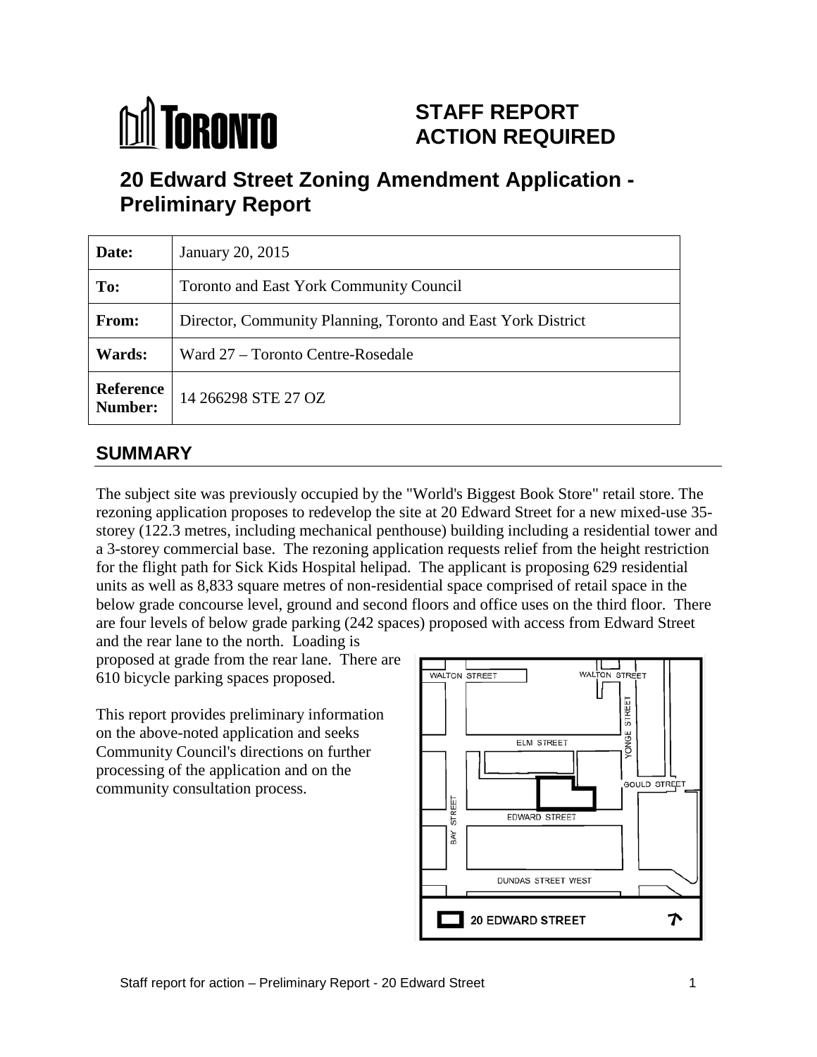# STAFF REPORT ACTION REQUIRED

## 20 Edward Street Zoning Amendment Application - Preliminary Report

| Date: | January 20, 2015 |
|---|---|
| To: | Toronto and East York Community Council |
| From: | Director, Community Planning, Toronto and East York District |
| Wards: | Ward 27 – Toronto Centre-Rosedale |
| Reference Number: | 14 266298 STE 27 OZ |

## SUMMARY

The subject site was previously occupied by the "World's Biggest Book Store" retail store. The rezoning application proposes to redevelop the site at 20 Edward Street for a new mixed-use 35-storey (122.3 metres, including mechanical penthouse) building including a residential tower and a 3-storey commercial base. The rezoning application requests relief from the height restriction for the flight path for Sick Kids Hospital helipad. The applicant is proposing 629 residential units as well as 8,833 square metres of non-residential space comprised of retail space in the below grade concourse level, ground and second floors and office uses on the third floor. There are four levels of below grade parking (242 spaces) proposed with access from Edward Street and the rear lane to the north. Loading is proposed at grade from the rear lane. There are 610 bicycle parking spaces proposed.

This report provides preliminary information on the above-noted application and seeks Community Council's directions on further processing of the application and on the community consultation process.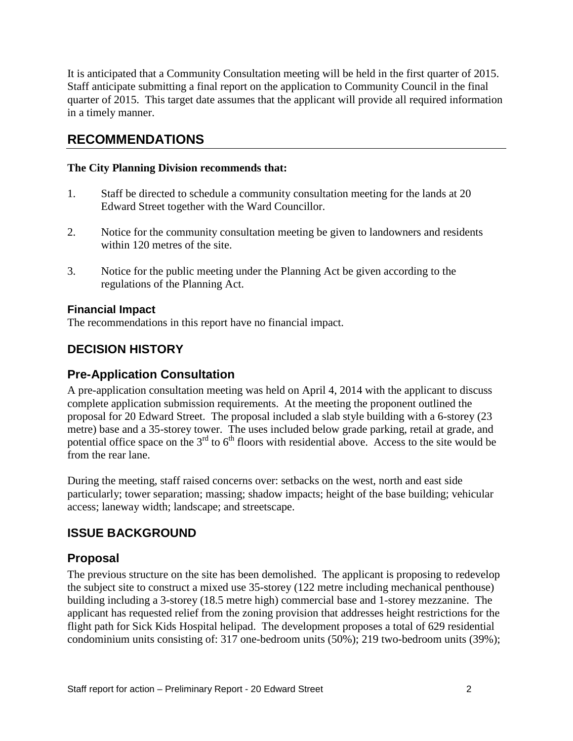It is anticipated that a Community Consultation meeting will be held in the first quarter of 2015. Staff anticipate submitting a final report on the application to Community Council in the final quarter of 2015. This target date assumes that the applicant will provide all required information in a timely manner.

## RECOMMENDATIONS

**The City Planning Division recommends that:**

1. Staff be directed to schedule a community consultation meeting for the lands at 20 Edward Street together with the Ward Councillor.

2. Notice for the community consultation meeting be given to landowners and residents within 120 metres of the site.

3. Notice for the public meeting under the Planning Act be given according to the regulations of the Planning Act.

### Financial Impact

The recommendations in this report have no financial impact.

## DECISION HISTORY

### Pre-Application Consultation

A pre-application consultation meeting was held on April 4, 2014 with the applicant to discuss complete application submission requirements. At the meeting the proponent outlined the proposal for 20 Edward Street. The proposal included a slab style building with a 6-storey (23 metre) base and a 35-storey tower. The uses included below grade parking, retail at grade, and potential office space on the 3rd to 6th floors with residential above. Access to the site would be from the rear lane.

During the meeting, staff raised concerns over: setbacks on the west, north and east side particularly; tower separation; massing; shadow impacts; height of the base building; vehicular access; laneway width; landscape; and streetscape.

## ISSUE BACKGROUND

### Proposal

The previous structure on the site has been demolished. The applicant is proposing to redevelop the subject site to construct a mixed use 35-storey (122 metre including mechanical penthouse) building including a 3-storey (18.5 metre high) commercial base and 1-storey mezzanine. The applicant has requested relief from the zoning provision that addresses height restrictions for the flight path for Sick Kids Hospital helipad. The development proposes a total of 629 residential condominium units consisting of: 317 one-bedroom units (50%); 219 two-bedroom units (39%);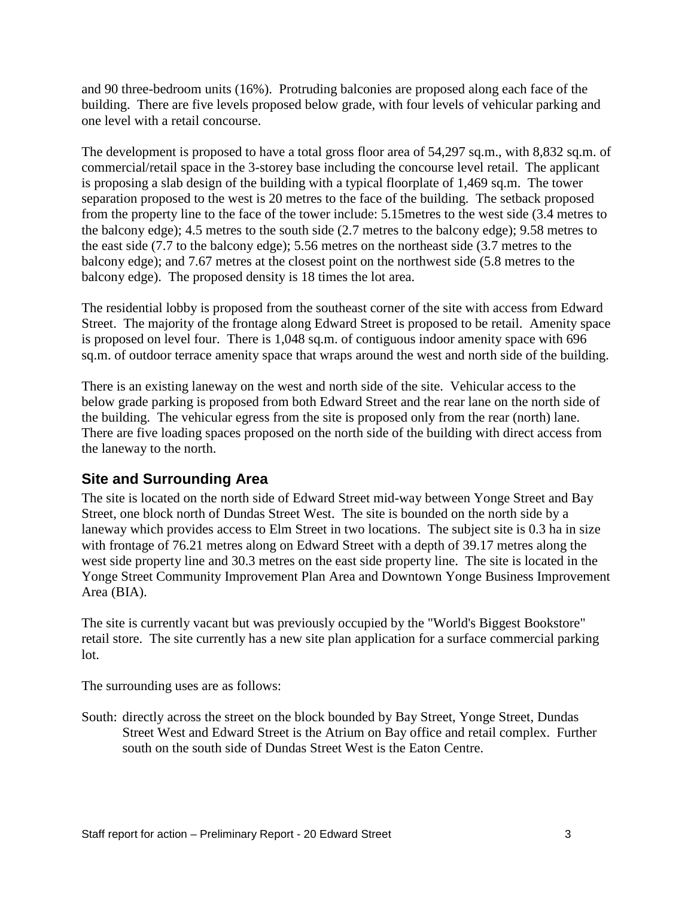and 90 three-bedroom units (16%). Protruding balconies are proposed along each face of the building. There are five levels proposed below grade, with four levels of vehicular parking and one level with a retail concourse.

The development is proposed to have a total gross floor area of 54,297 sq.m., with 8,832 sq.m. of commercial/retail space in the 3-storey base including the concourse level retail. The applicant is proposing a slab design of the building with a typical floorplate of 1,469 sq.m. The tower separation proposed to the west is 20 metres to the face of the building. The setback proposed from the property line to the face of the tower include: 5.15metres to the west side (3.4 metres to the balcony edge); 4.5 metres to the south side (2.7 metres to the balcony edge); 9.58 metres to the east side (7.7 to the balcony edge); 5.56 metres on the northeast side (3.7 metres to the balcony edge); and 7.67 metres at the closest point on the northwest side (5.8 metres to the balcony edge). The proposed density is 18 times the lot area.

The residential lobby is proposed from the southeast corner of the site with access from Edward Street. The majority of the frontage along Edward Street is proposed to be retail. Amenity space is proposed on level four. There is 1,048 sq.m. of contiguous indoor amenity space with 696 sq.m. of outdoor terrace amenity space that wraps around the west and north side of the building.

There is an existing laneway on the west and north side of the site. Vehicular access to the below grade parking is proposed from both Edward Street and the rear lane on the north side of the building. The vehicular egress from the site is proposed only from the rear (north) lane. There are five loading spaces proposed on the north side of the building with direct access from the laneway to the north.

## Site and Surrounding Area

The site is located on the north side of Edward Street mid-way between Yonge Street and Bay Street, one block north of Dundas Street West. The site is bounded on the north side by a laneway which provides access to Elm Street in two locations. The subject site is 0.3 ha in size with frontage of 76.21 metres along on Edward Street with a depth of 39.17 metres along the west side property line and 30.3 metres on the east side property line. The site is located in the Yonge Street Community Improvement Plan Area and Downtown Yonge Business Improvement Area (BIA).

The site is currently vacant but was previously occupied by the "World's Biggest Bookstore" retail store. The site currently has a new site plan application for a surface commercial parking lot.

The surrounding uses are as follows:

South: directly across the street on the block bounded by Bay Street, Yonge Street, Dundas Street West and Edward Street is the Atrium on Bay office and retail complex. Further south on the south side of Dundas Street West is the Eaton Centre.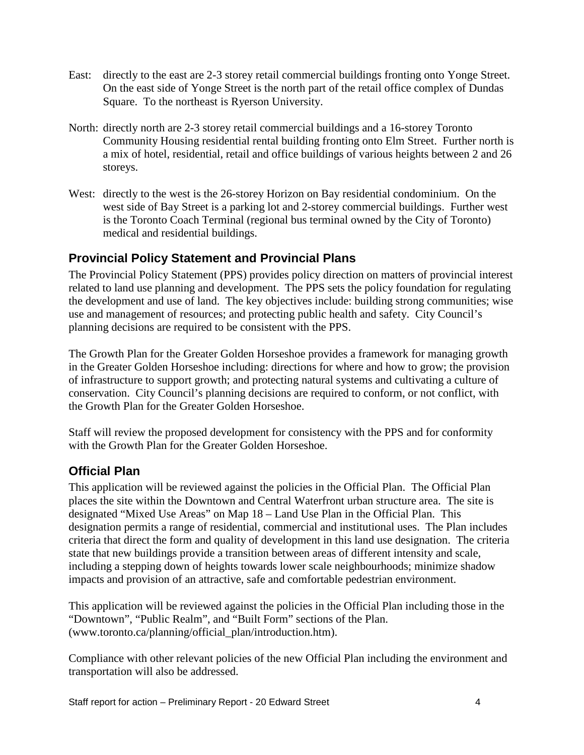East: directly to the east are 2-3 storey retail commercial buildings fronting onto Yonge Street. On the east side of Yonge Street is the north part of the retail office complex of Dundas Square. To the northeast is Ryerson University.

North: directly north are 2-3 storey retail commercial buildings and a 16-storey Toronto Community Housing residential rental building fronting onto Elm Street. Further north is a mix of hotel, residential, retail and office buildings of various heights between 2 and 26 storeys.

West: directly to the west is the 26-storey Horizon on Bay residential condominium. On the west side of Bay Street is a parking lot and 2-storey commercial buildings. Further west is the Toronto Coach Terminal (regional bus terminal owned by the City of Toronto) medical and residential buildings.

## Provincial Policy Statement and Provincial Plans

The Provincial Policy Statement (PPS) provides policy direction on matters of provincial interest related to land use planning and development. The PPS sets the policy foundation for regulating the development and use of land. The key objectives include: building strong communities; wise use and management of resources; and protecting public health and safety. City Council's planning decisions are required to be consistent with the PPS.

The Growth Plan for the Greater Golden Horseshoe provides a framework for managing growth in the Greater Golden Horseshoe including: directions for where and how to grow; the provision of infrastructure to support growth; and protecting natural systems and cultivating a culture of conservation. City Council's planning decisions are required to conform, or not conflict, with the Growth Plan for the Greater Golden Horseshoe.

Staff will review the proposed development for consistency with the PPS and for conformity with the Growth Plan for the Greater Golden Horseshoe.

## Official Plan

This application will be reviewed against the policies in the Official Plan. The Official Plan places the site within the Downtown and Central Waterfront urban structure area. The site is designated "Mixed Use Areas" on Map 18 – Land Use Plan in the Official Plan. This designation permits a range of residential, commercial and institutional uses. The Plan includes criteria that direct the form and quality of development in this land use designation. The criteria state that new buildings provide a transition between areas of different intensity and scale, including a stepping down of heights towards lower scale neighbourhoods; minimize shadow impacts and provision of an attractive, safe and comfortable pedestrian environment.

This application will be reviewed against the policies in the Official Plan including those in the "Downtown", "Public Realm", and "Built Form" sections of the Plan. (www.toronto.ca/planning/official_plan/introduction.htm).

Compliance with other relevant policies of the new Official Plan including the environment and transportation will also be addressed.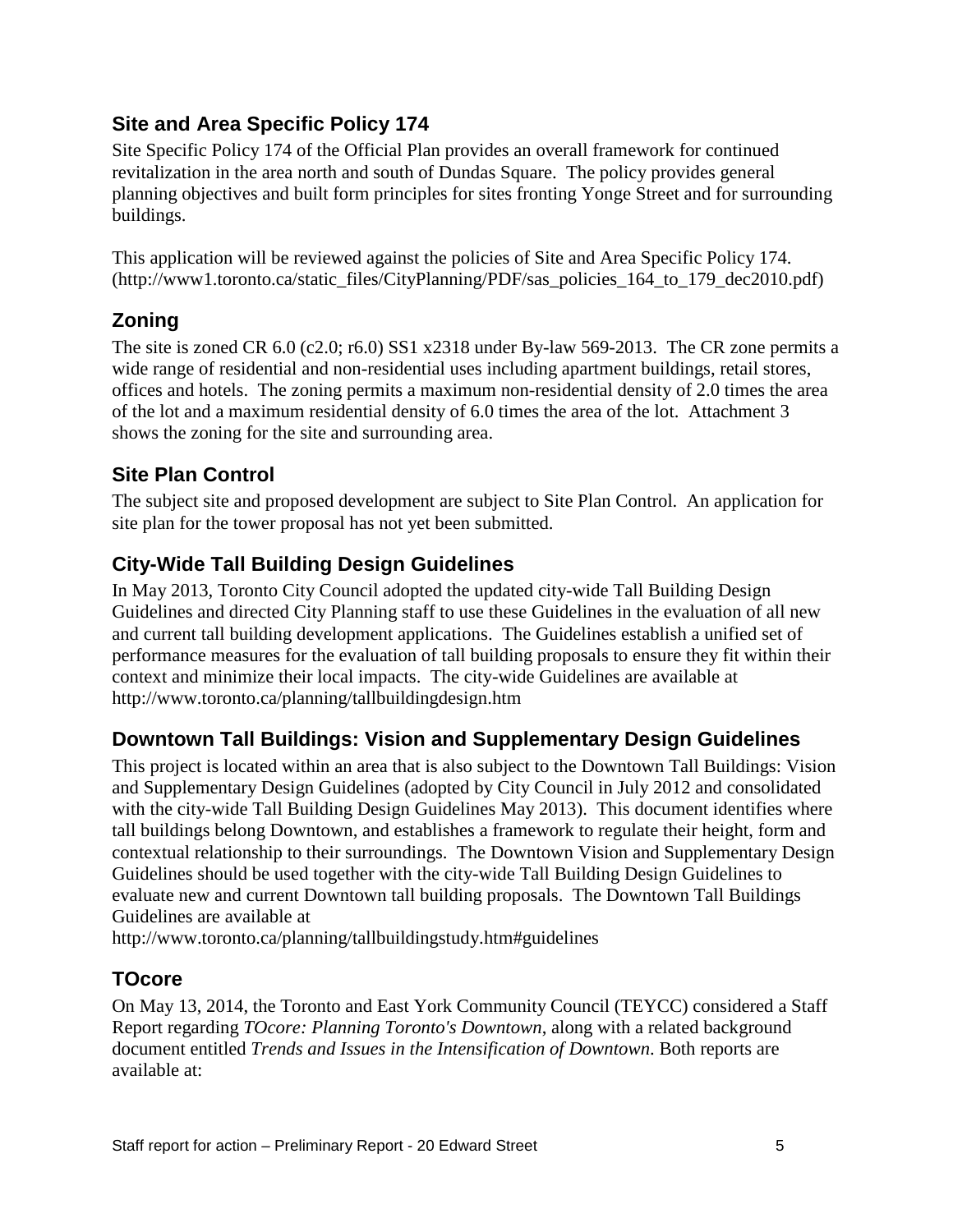## Site and Area Specific Policy 174

Site Specific Policy 174 of the Official Plan provides an overall framework for continued revitalization in the area north and south of Dundas Square. The policy provides general planning objectives and built form principles for sites fronting Yonge Street and for surrounding buildings.

This application will be reviewed against the policies of Site and Area Specific Policy 174. (http://www1.toronto.ca/static_files/CityPlanning/PDF/sas_policies_164_to_179_dec2010.pdf)

## Zoning

The site is zoned CR 6.0 (c2.0; r6.0) SS1 x2318 under By-law 569-2013. The CR zone permits a wide range of residential and non-residential uses including apartment buildings, retail stores, offices and hotels. The zoning permits a maximum non-residential density of 2.0 times the area of the lot and a maximum residential density of 6.0 times the area of the lot. Attachment 3 shows the zoning for the site and surrounding area.

## Site Plan Control

The subject site and proposed development are subject to Site Plan Control. An application for site plan for the tower proposal has not yet been submitted.

## City-Wide Tall Building Design Guidelines

In May 2013, Toronto City Council adopted the updated city-wide Tall Building Design Guidelines and directed City Planning staff to use these Guidelines in the evaluation of all new and current tall building development applications. The Guidelines establish a unified set of performance measures for the evaluation of tall building proposals to ensure they fit within their context and minimize their local impacts. The city-wide Guidelines are available at http://www.toronto.ca/planning/tallbuildingdesign.htm

## Downtown Tall Buildings: Vision and Supplementary Design Guidelines

This project is located within an area that is also subject to the Downtown Tall Buildings: Vision and Supplementary Design Guidelines (adopted by City Council in July 2012 and consolidated with the city-wide Tall Building Design Guidelines May 2013). This document identifies where tall buildings belong Downtown, and establishes a framework to regulate their height, form and contextual relationship to their surroundings. The Downtown Vision and Supplementary Design Guidelines should be used together with the city-wide Tall Building Design Guidelines to evaluate new and current Downtown tall building proposals. The Downtown Tall Buildings Guidelines are available at
http://www.toronto.ca/planning/tallbuildingstudy.htm#guidelines

## TOcore

On May 13, 2014, the Toronto and East York Community Council (TEYCC) considered a Staff Report regarding *TOcore: Planning Toronto's Downtown*, along with a related background document entitled *Trends and Issues in the Intensification of Downtown*. Both reports are available at: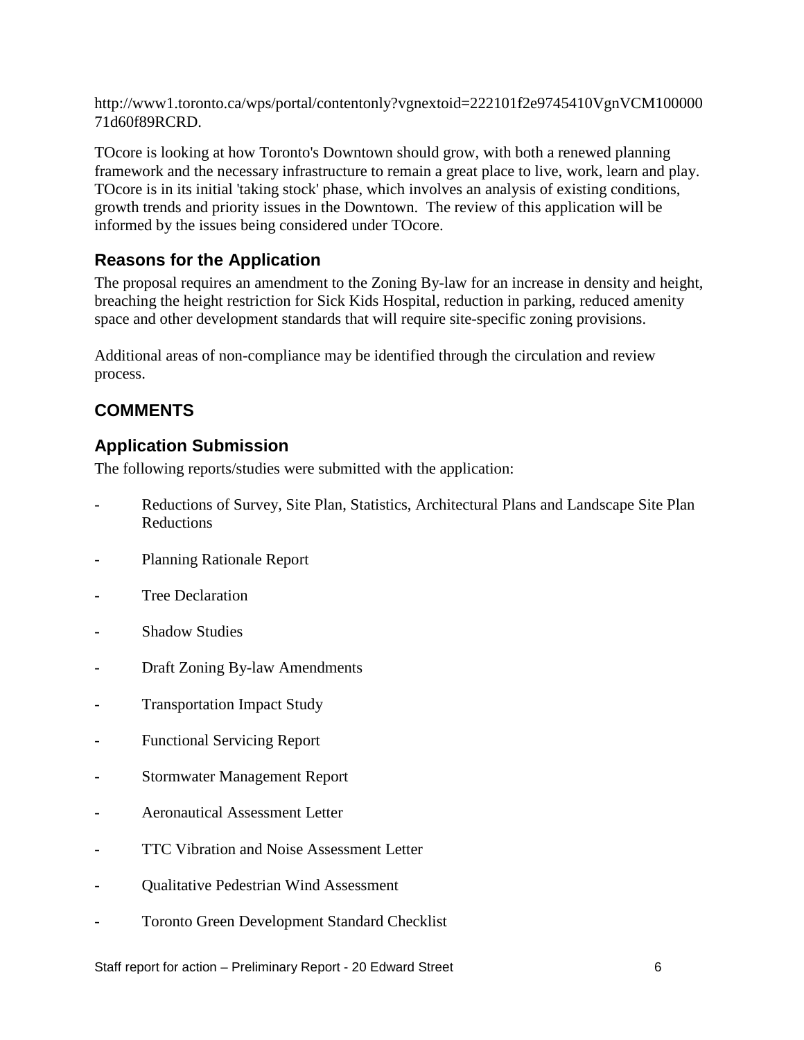http://www1.toronto.ca/wps/portal/contentonly?vgnextoid=222101f2e9745410VgnVCM10000071d60f89RCRD.

TOcore is looking at how Toronto's Downtown should grow, with both a renewed planning framework and the necessary infrastructure to remain a great place to live, work, learn and play. TOcore is in its initial 'taking stock' phase, which involves an analysis of existing conditions, growth trends and priority issues in the Downtown. The review of this application will be informed by the issues being considered under TOcore.

### Reasons for the Application

The proposal requires an amendment to the Zoning By-law for an increase in density and height, breaching the height restriction for Sick Kids Hospital, reduction in parking, reduced amenity space and other development standards that will require site-specific zoning provisions.

Additional areas of non-compliance may be identified through the circulation and review process.

## COMMENTS

### Application Submission

The following reports/studies were submitted with the application:

- Reductions of Survey, Site Plan, Statistics, Architectural Plans and Landscape Site Plan Reductions
- Planning Rationale Report
- Tree Declaration
- Shadow Studies
- Draft Zoning By-law Amendments
- Transportation Impact Study
- Functional Servicing Report
- Stormwater Management Report
- Aeronautical Assessment Letter
- TTC Vibration and Noise Assessment Letter
- Qualitative Pedestrian Wind Assessment
- Toronto Green Development Standard Checklist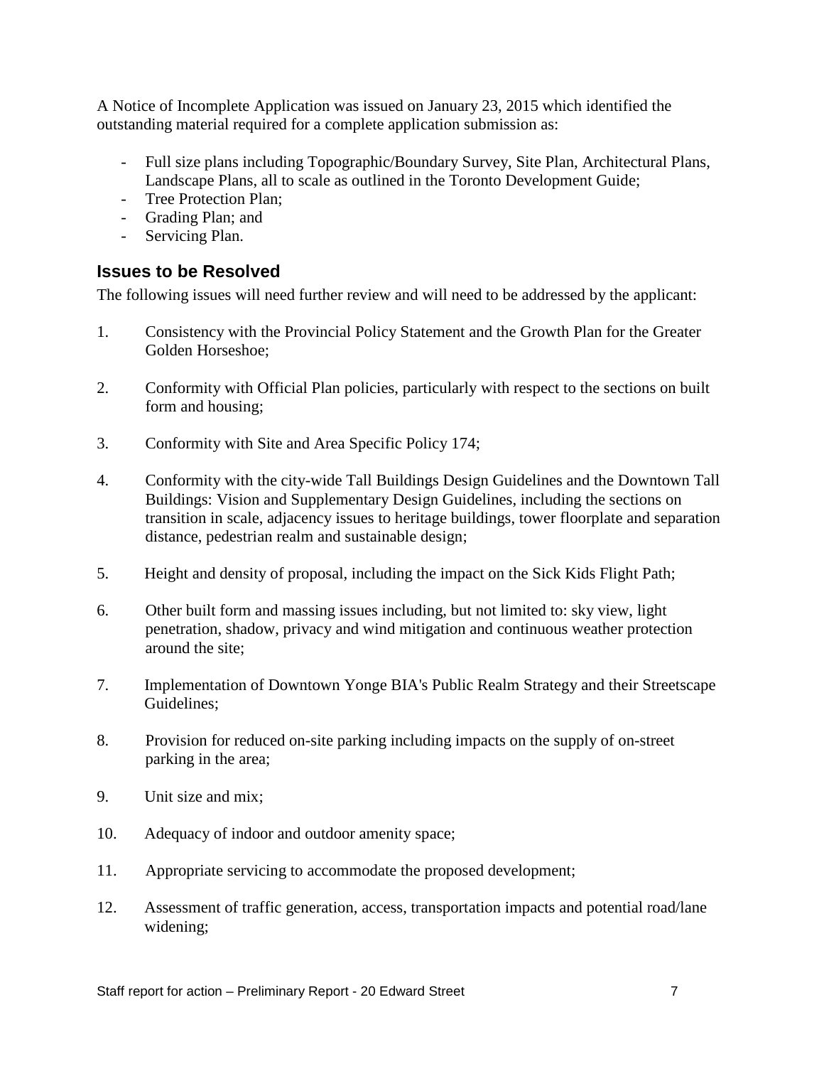A Notice of Incomplete Application was issued on January 23, 2015 which identified the outstanding material required for a complete application submission as:

- Full size plans including Topographic/Boundary Survey, Site Plan, Architectural Plans, Landscape Plans, all to scale as outlined in the Toronto Development Guide;
- Tree Protection Plan;
- Grading Plan; and
- Servicing Plan.

## Issues to be Resolved

The following issues will need further review and will need to be addressed by the applicant:

1. Consistency with the Provincial Policy Statement and the Growth Plan for the Greater Golden Horseshoe;

2. Conformity with Official Plan policies, particularly with respect to the sections on built form and housing;

3. Conformity with Site and Area Specific Policy 174;

4. Conformity with the city-wide Tall Buildings Design Guidelines and the Downtown Tall Buildings: Vision and Supplementary Design Guidelines, including the sections on transition in scale, adjacency issues to heritage buildings, tower floorplate and separation distance, pedestrian realm and sustainable design;

5. Height and density of proposal, including the impact on the Sick Kids Flight Path;

6. Other built form and massing issues including, but not limited to: sky view, light penetration, shadow, privacy and wind mitigation and continuous weather protection around the site;

7. Implementation of Downtown Yonge BIA's Public Realm Strategy and their Streetscape Guidelines;

8. Provision for reduced on-site parking including impacts on the supply of on-street parking in the area;

9. Unit size and mix;

10. Adequacy of indoor and outdoor amenity space;

11. Appropriate servicing to accommodate the proposed development;

12. Assessment of traffic generation, access, transportation impacts and potential road/lane widening;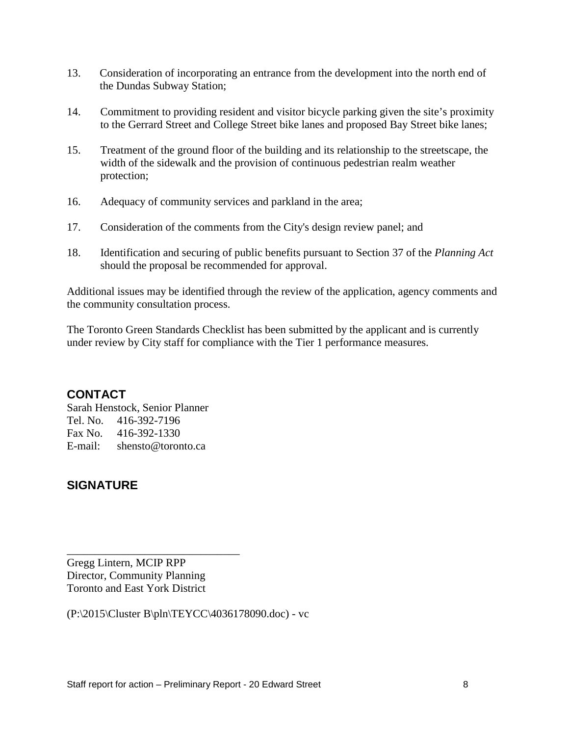13. Consideration of incorporating an entrance from the development into the north end of the Dundas Subway Station;

14. Commitment to providing resident and visitor bicycle parking given the site's proximity to the Gerrard Street and College Street bike lanes and proposed Bay Street bike lanes;

15. Treatment of the ground floor of the building and its relationship to the streetscape, the width of the sidewalk and the provision of continuous pedestrian realm weather protection;

16. Adequacy of community services and parkland in the area;

17. Consideration of the comments from the City's design review panel; and

18. Identification and securing of public benefits pursuant to Section 37 of the *Planning Act* should the proposal be recommended for approval.

Additional issues may be identified through the review of the application, agency comments and the community consultation process.

The Toronto Green Standards Checklist has been submitted by the applicant and is currently under review by City staff for compliance with the Tier 1 performance measures.

## CONTACT

Sarah Henstock, Senior Planner
Tel. No. 416-392-7196
Fax No. 416-392-1330
E-mail: shensto@toronto.ca

## SIGNATURE

_______________________________

Gregg Lintern, MCIP RPP
Director, Community Planning
Toronto and East York District

(P:\2015\Cluster B\pln\TEYCC\4036178090.doc) - vc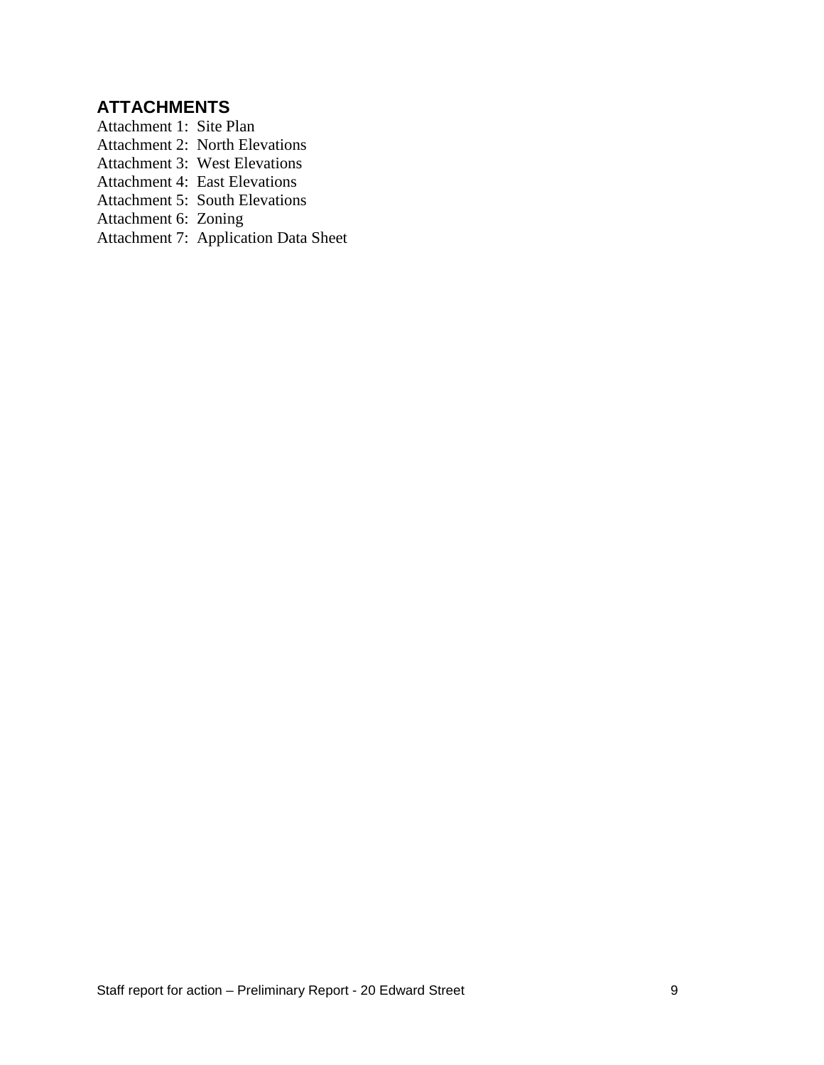## ATTACHMENTS

Attachment 1: Site Plan
Attachment 2: North Elevations
Attachment 3: West Elevations
Attachment 4: East Elevations
Attachment 5: South Elevations
Attachment 6: Zoning
Attachment 7: Application Data Sheet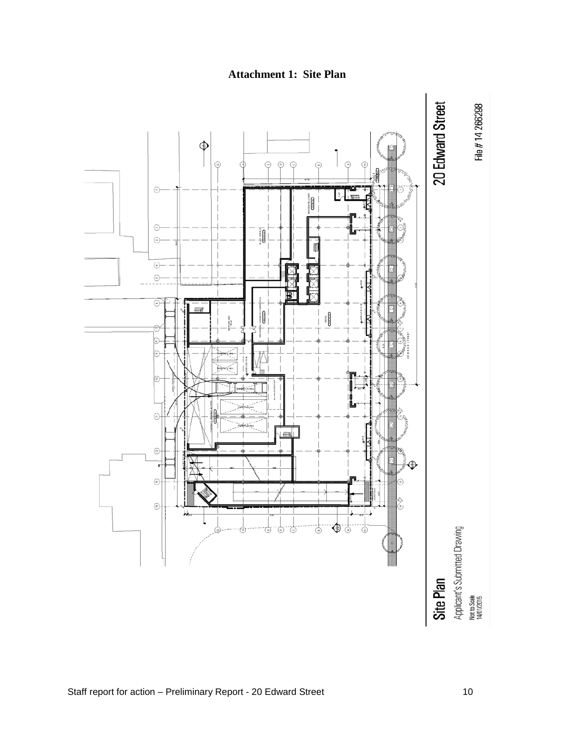# Attachment 1: Site Plan

**20 Edward Street**

File # 14 266298

**Site Plan**

Applicant's Submitted Drawing

Not to Scale
14/01/2015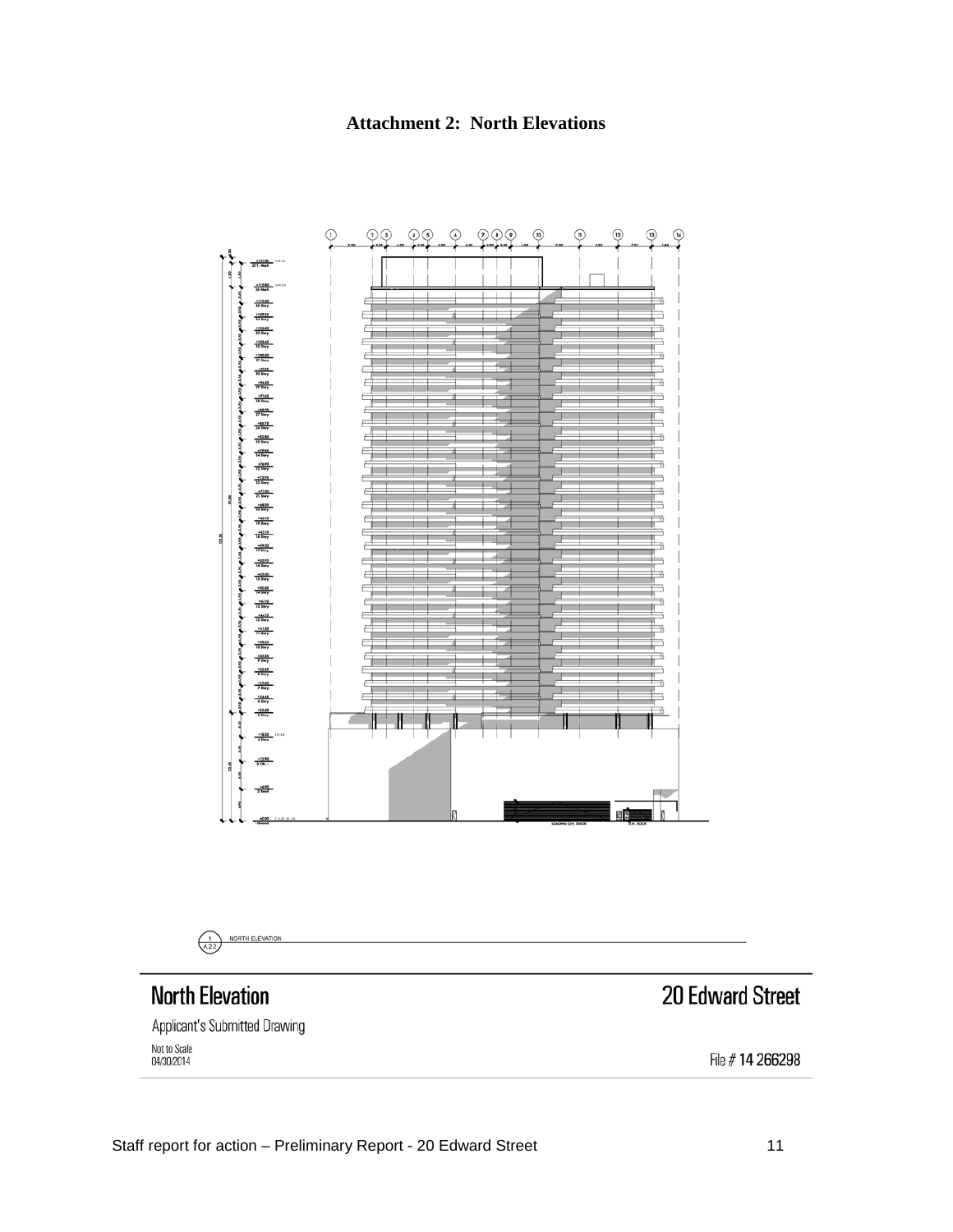# Attachment 2: North Elevations

NORTH ELEVATION

## North Elevation

## 20 Edward Street

Applicant's Submitted Drawing

Not to Scale
04/30/2014

File # 14 266298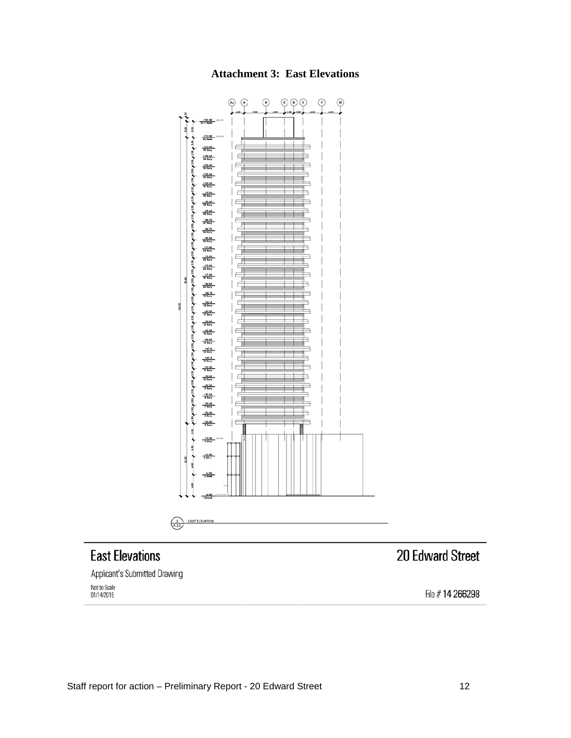# Attachment 3: East Elevations

## East Elevations

Applicant's Submitted Drawing

Not to Scale
01/14/2015

## 20 Edward Street

File # **14 266298**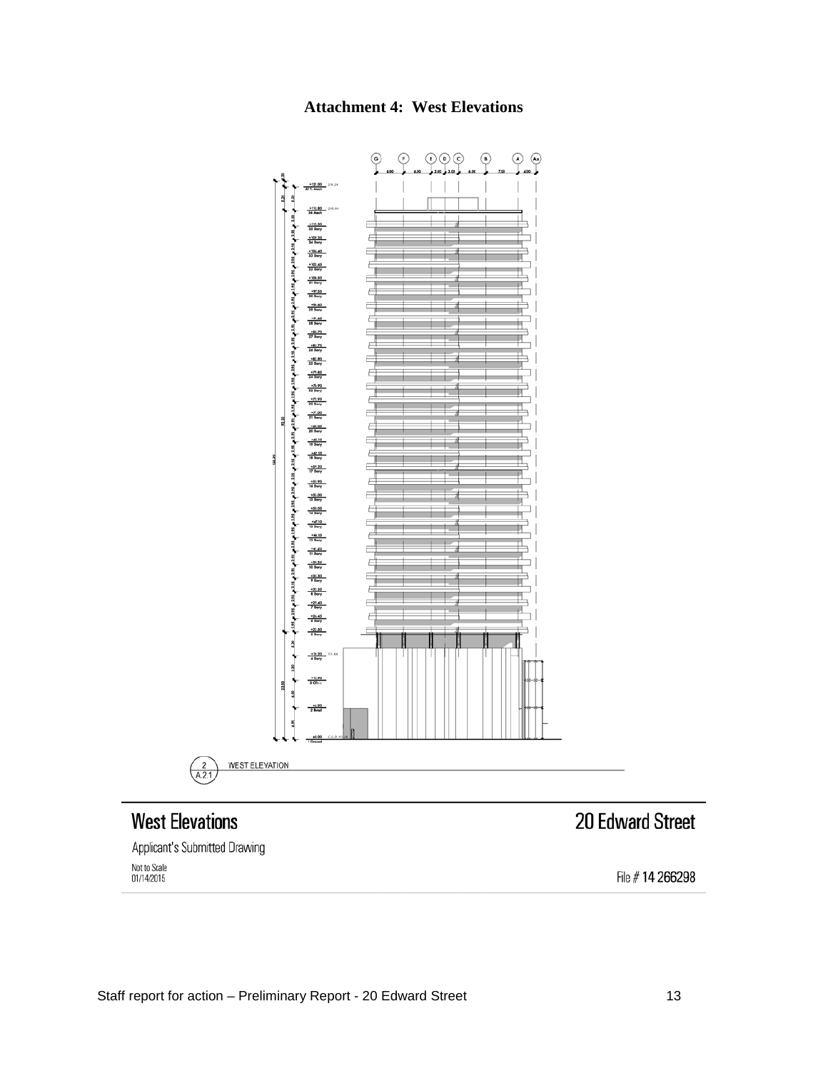# Attachment 4: West Elevations

WEST ELEVATION

## West Elevations

Applicant's Submitted Drawing

Not to Scale
01/14/2015

## 20 Edward Street

File # 14 266298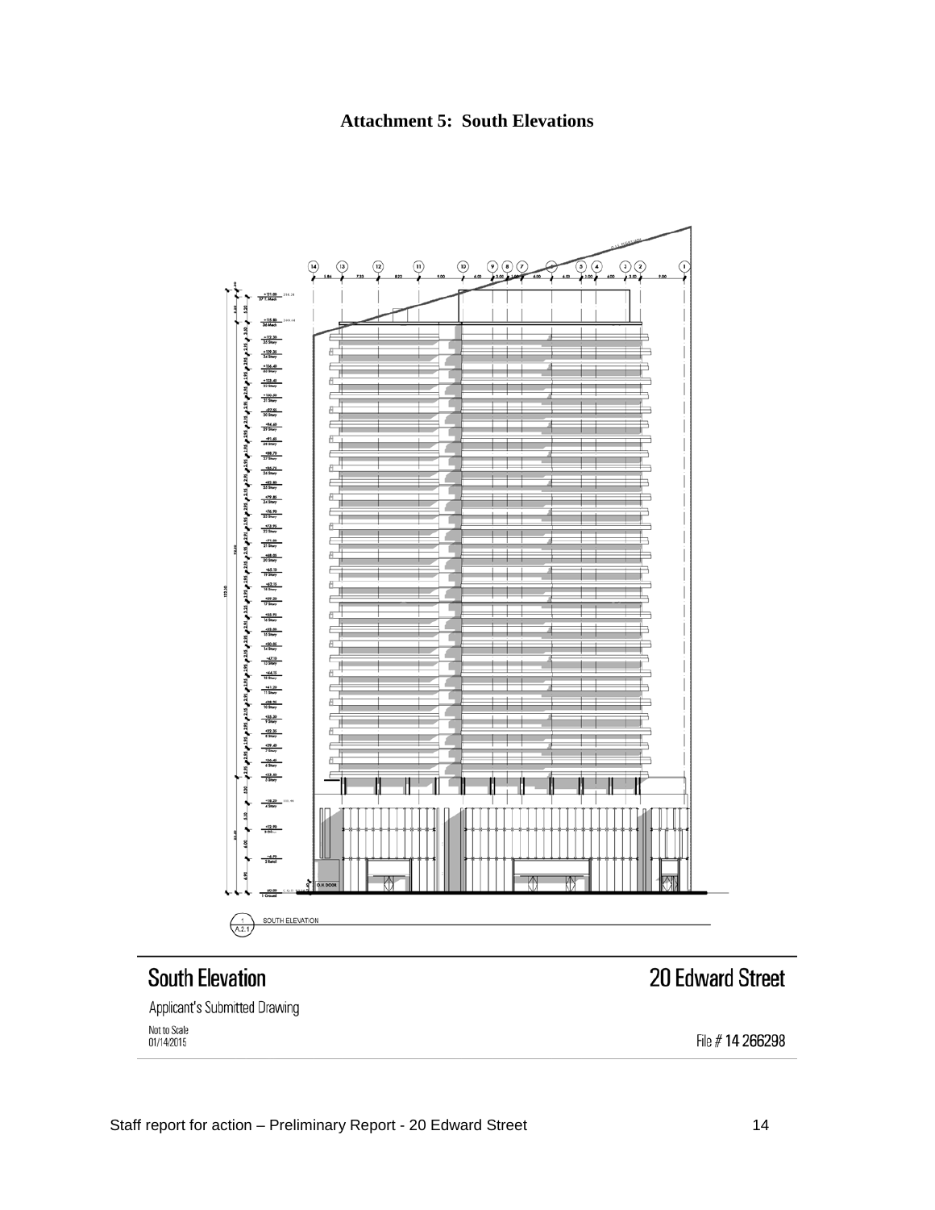**Attachment 5: South Elevations**

South Elevation

Applicant's Submitted Drawing

Not to Scale
01/14/2015

20 Edward Street

File # 14 266298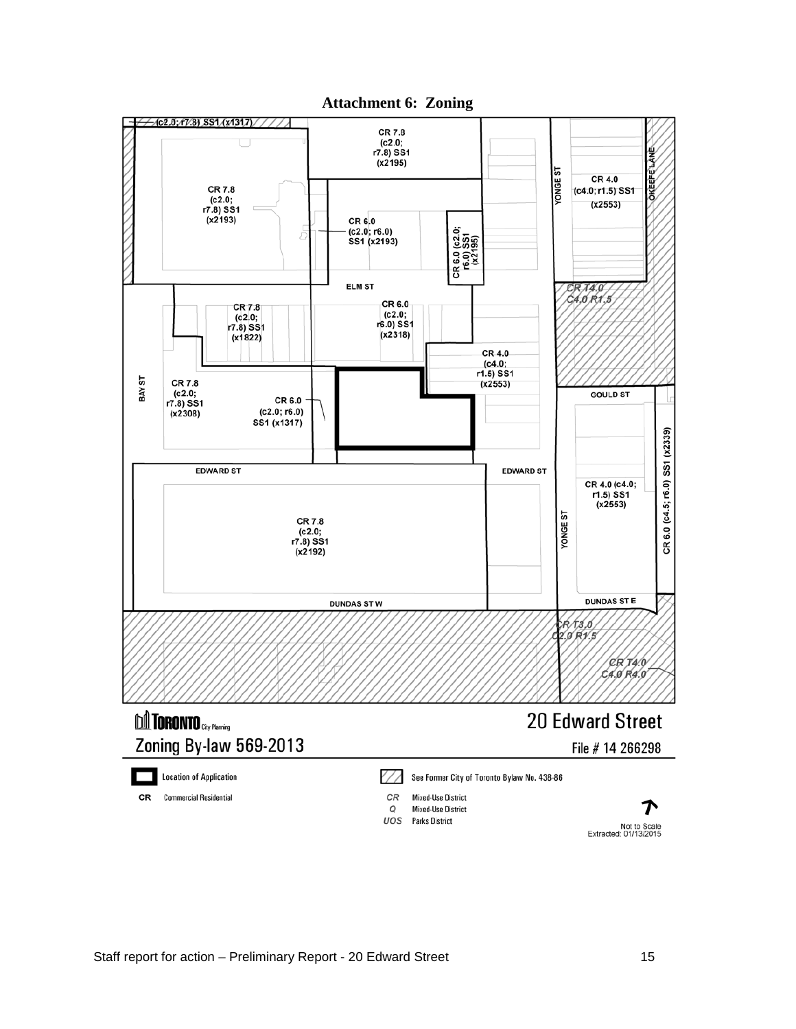**Attachment 6: Zoning**

(c2.0; r7.8) SS1 (x1317)

CR 7.8 (c2.0; r7.8) SS1 (x2195)

CR 7.8 (c2.0; r7.8) SS1 (x2193)

CR 6.0 (c2.0; r6.0) SS1 (x2193)

CR 6.0 (c2.0; r6.0) SS1 (x2195)

YONGE ST

CR 4.0 (c4.0; r1.5) SS1 (x2553)

OKEEFE LANE

ELM ST

CR T4.0 C4.0 R1.5

CR 7.8 (c2.0; r7.8) SS1 (x1822)

CR 6.0 (c2.0; r6.0) SS1 (x2318)

CR 4.0 (c4.0; r1.5) SS1 (x2553)

BAY ST

CR 7.8 (c2.0; r7.8) SS1 (x2308)

CR 6.0 (c2.0; r6.0) SS1 (x1317)

GOULD ST

CR 6.0 (c4.5; r6.0) SS1 (x2339)

EDWARD ST

EDWARD ST

CR 4.0 (c4.0; r1.5) SS1 (x2553)

CR 7.8 (c2.0; r7.8) SS1 (x2192)

YONGE ST

DUNDAS ST W

DUNDAS ST E

CR T3.0 C2.0 R1.5

CR T4.0 C4.0 R4.0

TORONTO City Planning

Zoning By-law 569-2013

20 Edward Street

File # 14 266298

Location of Application

CR Commercial Residential

See Former City of Toronto Bylaw No. 438-86

CR Mixed-Use District

Q Mixed-Use District

UOS Parks District

Not to Scale
Extracted: 01/13/2015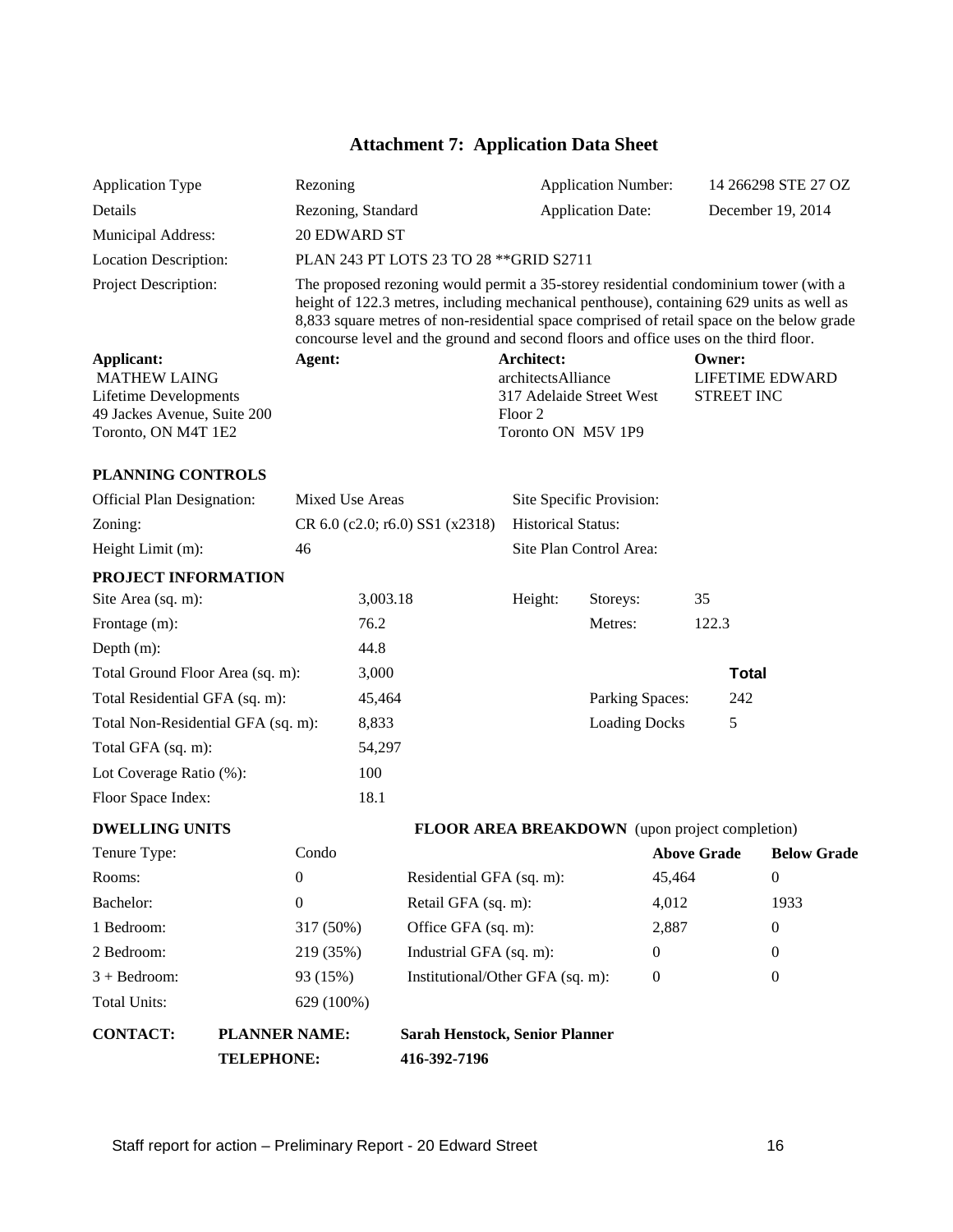# Attachment 7: Application Data Sheet

| | | | |
|---|---|---|---|
| Application Type | Rezoning | Application Number: | 14 266298 STE 27 OZ |
| Details | Rezoning, Standard | Application Date: | December 19, 2014 |
| Municipal Address: | 20 EDWARD ST | | |
| Location Description: | PLAN 243 PT LOTS 23 TO 28 **GRID S2711 | | |
| Project Description: | The proposed rezoning would permit a 35-storey residential condominium tower (with a height of 122.3 metres, including mechanical penthouse), containing 629 units as well as 8,833 square metres of non-residential space comprised of retail space on the below grade concourse level and the ground and second floors and office uses on the third floor. | | |

| **Applicant:** | **Agent:** | **Architect:** | **Owner:** |
|---|---|---|---|
| MATHEW LAING<br>Lifetime Developments<br>49 Jackes Avenue, Suite 200<br>Toronto, ON M4T 1E2 | | architectsAlliance<br>317 Adelaide Street West<br>Floor 2<br>Toronto ON M5V 1P9 | LIFETIME EDWARD STREET INC |

**PLANNING CONTROLS**

| | | | |
|---|---|---|---|
| Official Plan Designation: | Mixed Use Areas | Site Specific Provision: | |
| Zoning: | CR 6.0 (c2.0; r6.0) SS1 (x2318) | Historical Status: | |
| Height Limit (m): | 46 | Site Plan Control Area: | |

**PROJECT INFORMATION**

| | | | | |
|---|---|---|---|---|
| Site Area (sq. m): | 3,003.18 | Height: | Storeys: | 35 |
| Frontage (m): | 76.2 | | Metres: | 122.3 |
| Depth (m): | 44.8 | | | |
| Total Ground Floor Area (sq. m): | 3,000 | | | **Total** |
| Total Residential GFA (sq. m): | 45,464 | | Parking Spaces: | 242 |
| Total Non-Residential GFA (sq. m): | 8,833 | | Loading Docks | 5 |
| Total GFA (sq. m): | 54,297 | | | |
| Lot Coverage Ratio (%): | 100 | | | |
| Floor Space Index: | 18.1 | | | |

| **DWELLING UNITS** | | **FLOOR AREA BREAKDOWN** (upon project completion) | | |
|---|---|---|---|---|
| Tenure Type: | Condo | | **Above Grade** | **Below Grade** |
| Rooms: | 0 | Residential GFA (sq. m): | 45,464 | 0 |
| Bachelor: | 0 | Retail GFA (sq. m): | 4,012 | 1933 |
| 1 Bedroom: | 317 (50%) | Office GFA (sq. m): | 2,887 | 0 |
| 2 Bedroom: | 219 (35%) | Industrial GFA (sq. m): | 0 | 0 |
| 3 + Bedroom: | 93 (15%) | Institutional/Other GFA (sq. m): | 0 | 0 |
| Total Units: | 629 (100%) | | | |

| | | |
|---|---|---|
| **CONTACT:** | **PLANNER NAME:** | **Sarah Henstock, Senior Planner** |
| | **TELEPHONE:** | **416-392-7196** |